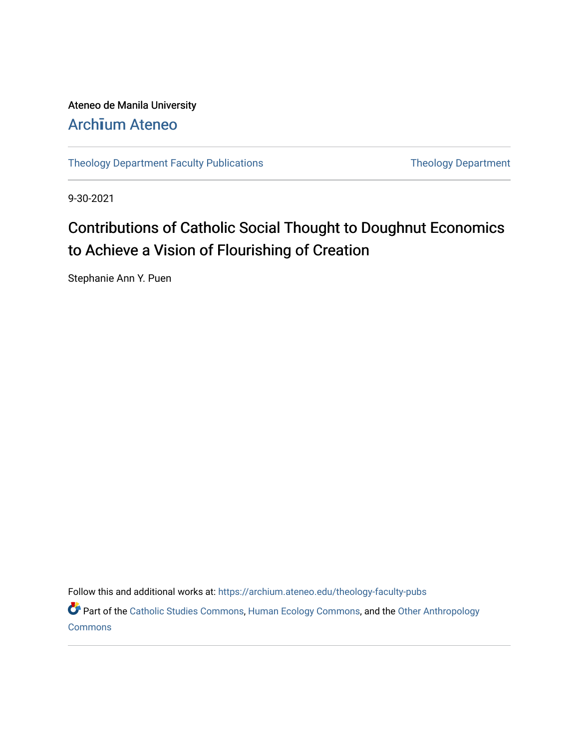Ateneo de Manila University

Archīum Ateneo

Theology Department Faculty Publications

Theology Department

9-30-2021

# Contributions of Catholic Social Thought to Doughnut Economics to Achieve a Vision of Flourishing of Creation

Stephanie Ann Y. Puen

Follow this and additional works at: https://archium.ateneo.edu/theology-faculty-pubs

Part of the Catholic Studies Commons, Human Ecology Commons, and the Other Anthropology Commons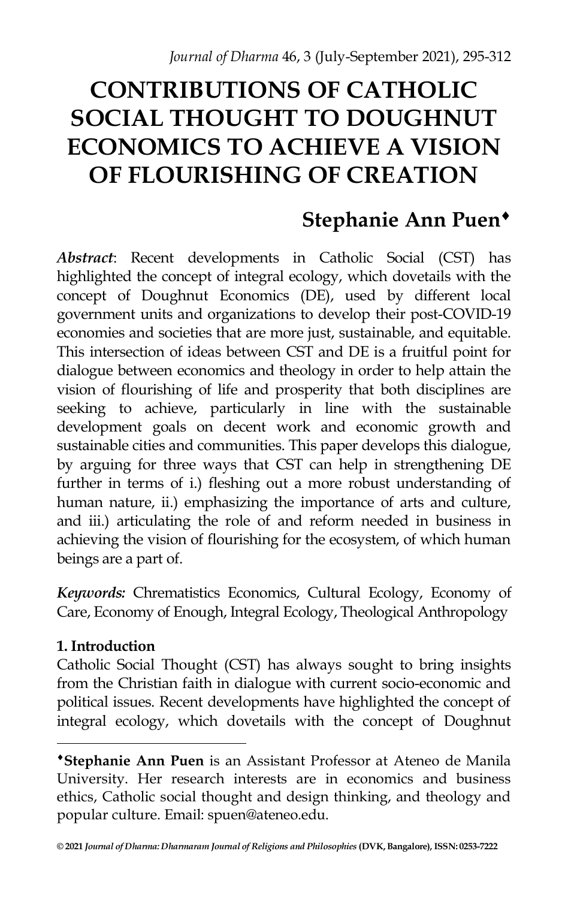# CONTRIBUTIONS OF CATHOLIC SOCIAL THOUGHT TO DOUGHNUT ECONOMICS TO ACHIEVE A VISION OF FLOURISHING OF CREATION

## Stephanie Ann Puen♦

***Abstract***: Recent developments in Catholic Social (CST) has highlighted the concept of integral ecology, which dovetails with the concept of Doughnut Economics (DE), used by different local government units and organizations to develop their post-COVID-19 economies and societies that are more just, sustainable, and equitable. This intersection of ideas between CST and DE is a fruitful point for dialogue between economics and theology in order to help attain the vision of flourishing of life and prosperity that both disciplines are seeking to achieve, particularly in line with the sustainable development goals on decent work and economic growth and sustainable cities and communities. This paper develops this dialogue, by arguing for three ways that CST can help in strengthening DE further in terms of i.) fleshing out a more robust understanding of human nature, ii.) emphasizing the importance of arts and culture, and iii.) articulating the role of and reform needed in business in achieving the vision of flourishing for the ecosystem, of which human beings are a part of.

***Keywords:*** Chrematistics Economics, Cultural Ecology, Economy of Care, Economy of Enough, Integral Ecology, Theological Anthropology

**1. Introduction**

Catholic Social Thought (CST) has always sought to bring insights from the Christian faith in dialogue with current socio-economic and political issues. Recent developments have highlighted the concept of integral ecology, which dovetails with the concept of Doughnut

---

♦**Stephanie Ann Puen** is an Assistant Professor at Ateneo de Manila University. Her research interests are in economics and business ethics, Catholic social thought and design thinking, and theology and popular culture. Email: spuen@ateneo.edu.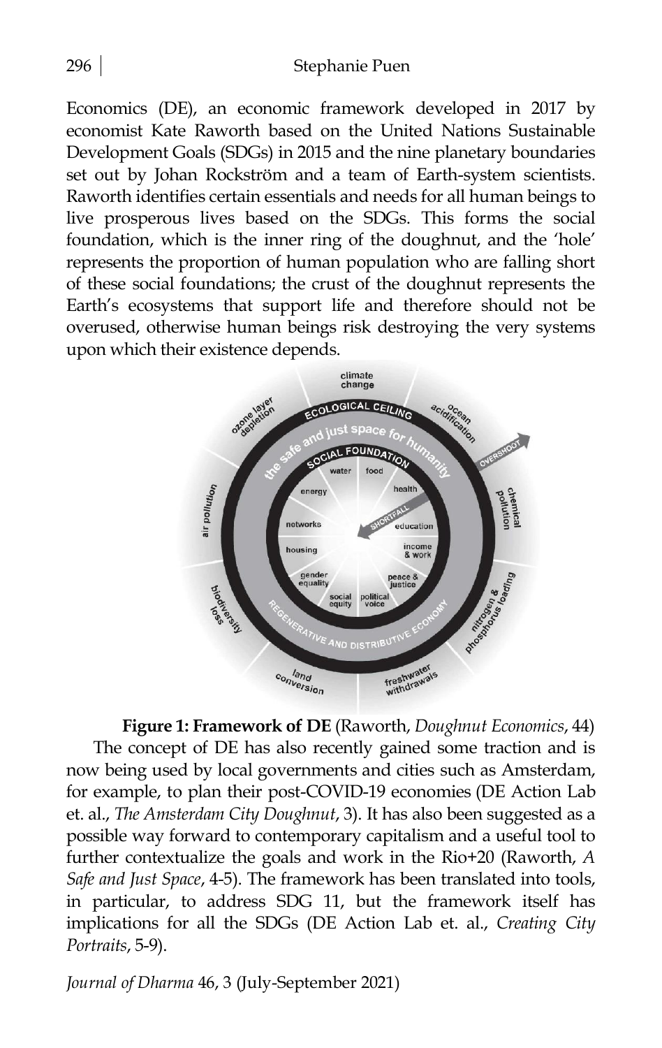Economics (DE), an economic framework developed in 2017 by economist Kate Raworth based on the United Nations Sustainable Development Goals (SDGs) in 2015 and the nine planetary boundaries set out by Johan Rockström and a team of Earth-system scientists. Raworth identifies certain essentials and needs for all human beings to live prosperous lives based on the SDGs. This forms the social foundation, which is the inner ring of the doughnut, and the 'hole' represents the proportion of human population who are falling short of these social foundations; the crust of the doughnut represents the Earth's ecosystems that support life and therefore should not be overused, otherwise human beings risk destroying the very systems upon which their existence depends.

**Figure 1: Framework of DE** (Raworth, *Doughnut Economics*, 44)

The concept of DE has also recently gained some traction and is now being used by local governments and cities such as Amsterdam, for example, to plan their post-COVID-19 economies (DE Action Lab et. al., *The Amsterdam City Doughnut*, 3). It has also been suggested as a possible way forward to contemporary capitalism and a useful tool to further contextualize the goals and work in the Rio+20 (Raworth, *A Safe and Just Space*, 4-5). The framework has been translated into tools, in particular, to address SDG 11, but the framework itself has implications for all the SDGs (DE Action Lab et. al., *Creating City Portraits*, 5-9).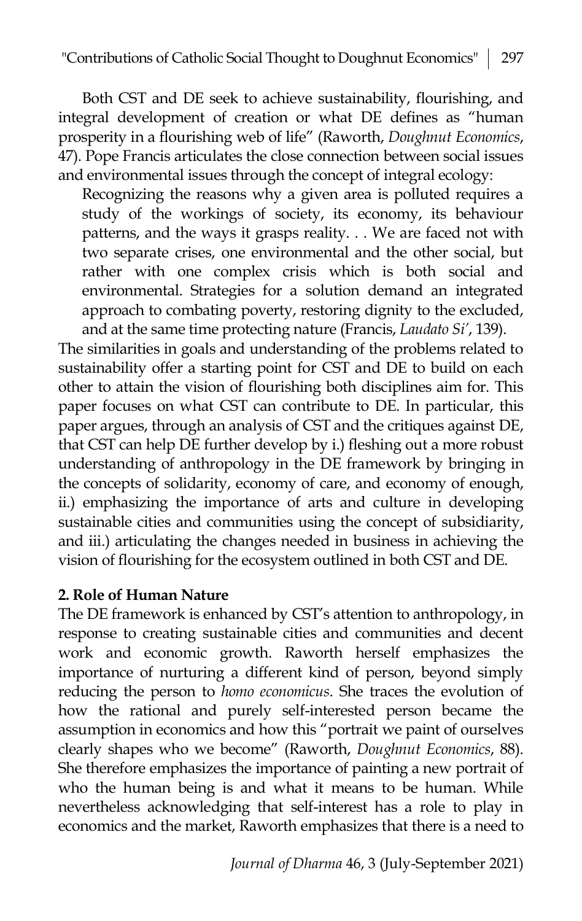Both CST and DE seek to achieve sustainability, flourishing, and integral development of creation or what DE defines as "human prosperity in a flourishing web of life" (Raworth, *Doughnut Economics*, 47). Pope Francis articulates the close connection between social issues and environmental issues through the concept of integral ecology:

> Recognizing the reasons why a given area is polluted requires a study of the workings of society, its economy, its behaviour patterns, and the ways it grasps reality. . . We are faced not with two separate crises, one environmental and the other social, but rather with one complex crisis which is both social and environmental. Strategies for a solution demand an integrated approach to combating poverty, restoring dignity to the excluded, and at the same time protecting nature (Francis, *Laudato Si'*, 139).

The similarities in goals and understanding of the problems related to sustainability offer a starting point for CST and DE to build on each other to attain the vision of flourishing both disciplines aim for. This paper focuses on what CST can contribute to DE. In particular, this paper argues, through an analysis of CST and the critiques against DE, that CST can help DE further develop by i.) fleshing out a more robust understanding of anthropology in the DE framework by bringing in the concepts of solidarity, economy of care, and economy of enough, ii.) emphasizing the importance of arts and culture in developing sustainable cities and communities using the concept of subsidiarity, and iii.) articulating the changes needed in business in achieving the vision of flourishing for the ecosystem outlined in both CST and DE.

## 2. Role of Human Nature

The DE framework is enhanced by CST's attention to anthropology, in response to creating sustainable cities and communities and decent work and economic growth. Raworth herself emphasizes the importance of nurturing a different kind of person, beyond simply reducing the person to *homo economicus*. She traces the evolution of how the rational and purely self-interested person became the assumption in economics and how this "portrait we paint of ourselves clearly shapes who we become" (Raworth, *Doughnut Economics*, 88). She therefore emphasizes the importance of painting a new portrait of who the human being is and what it means to be human. While nevertheless acknowledging that self-interest has a role to play in economics and the market, Raworth emphasizes that there is a need to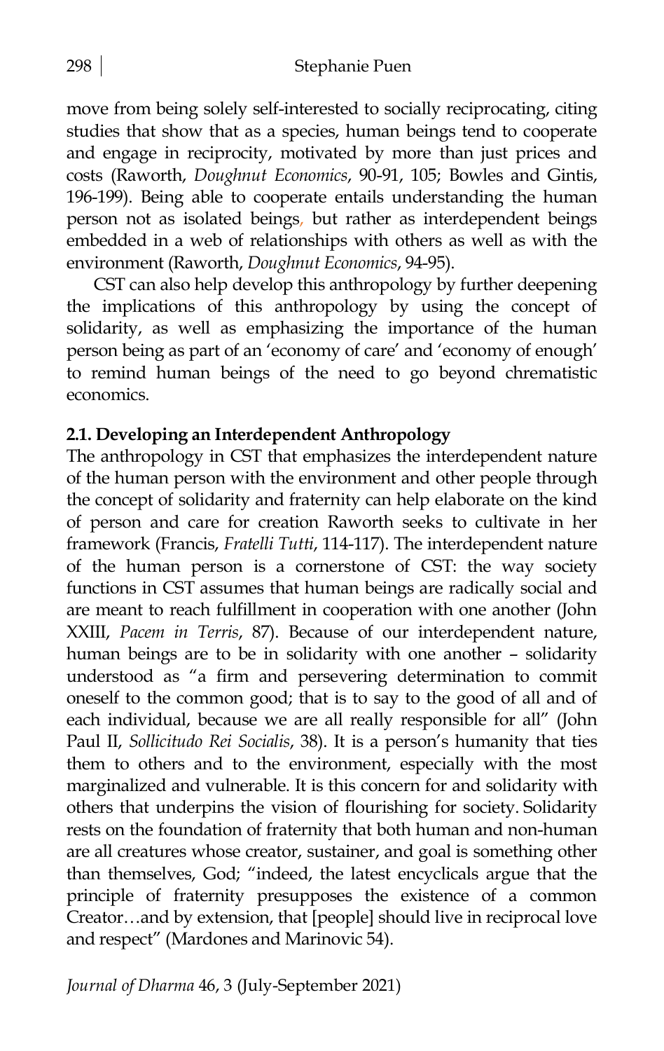move from being solely self-interested to socially reciprocating, citing studies that show that as a species, human beings tend to cooperate and engage in reciprocity, motivated by more than just prices and costs (Raworth, *Doughnut Economics*, 90-91, 105; Bowles and Gintis, 196-199). Being able to cooperate entails understanding the human person not as isolated beings, but rather as interdependent beings embedded in a web of relationships with others as well as with the environment (Raworth, *Doughnut Economics*, 94-95).

CST can also help develop this anthropology by further deepening the implications of this anthropology by using the concept of solidarity, as well as emphasizing the importance of the human person being as part of an 'economy of care' and 'economy of enough' to remind human beings of the need to go beyond chrematistic economics.

### 2.1. Developing an Interdependent Anthropology

The anthropology in CST that emphasizes the interdependent nature of the human person with the environment and other people through the concept of solidarity and fraternity can help elaborate on the kind of person and care for creation Raworth seeks to cultivate in her framework (Francis, *Fratelli Tutti*, 114-117). The interdependent nature of the human person is a cornerstone of CST: the way society functions in CST assumes that human beings are radically social and are meant to reach fulfillment in cooperation with one another (John XXIII, *Pacem in Terris*, 87). Because of our interdependent nature, human beings are to be in solidarity with one another – solidarity understood as "a firm and persevering determination to commit oneself to the common good; that is to say to the good of all and of each individual, because we are all really responsible for all" (John Paul II, *Sollicitudo Rei Socialis*, 38). It is a person's humanity that ties them to others and to the environment, especially with the most marginalized and vulnerable. It is this concern for and solidarity with others that underpins the vision of flourishing for society. Solidarity rests on the foundation of fraternity that both human and non-human are all creatures whose creator, sustainer, and goal is something other than themselves, God; "indeed, the latest encyclicals argue that the principle of fraternity presupposes the existence of a common Creator…and by extension, that [people] should live in reciprocal love and respect" (Mardones and Marinovic 54).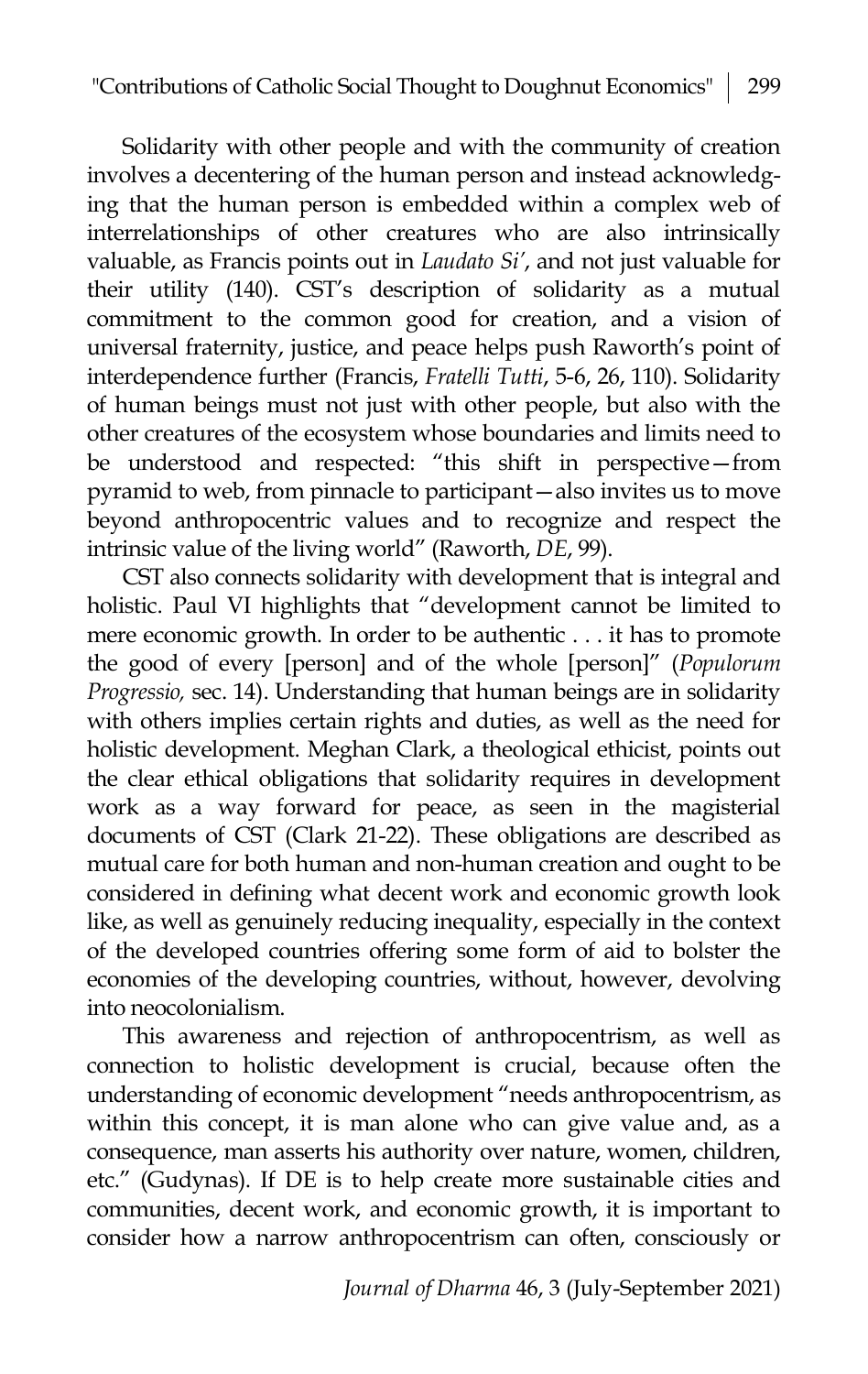Solidarity with other people and with the community of creation involves a decentering of the human person and instead acknowledging that the human person is embedded within a complex web of interrelationships of other creatures who are also intrinsically valuable, as Francis points out in *Laudato Si'*, and not just valuable for their utility (140). CST's description of solidarity as a mutual commitment to the common good for creation, and a vision of universal fraternity, justice, and peace helps push Raworth's point of interdependence further (Francis, *Fratelli Tutti*, 5-6, 26, 110). Solidarity of human beings must not just with other people, but also with the other creatures of the ecosystem whose boundaries and limits need to be understood and respected: "this shift in perspective—from pyramid to web, from pinnacle to participant—also invites us to move beyond anthropocentric values and to recognize and respect the intrinsic value of the living world" (Raworth, *DE*, 99).

CST also connects solidarity with development that is integral and holistic. Paul VI highlights that "development cannot be limited to mere economic growth. In order to be authentic . . . it has to promote the good of every [person] and of the whole [person]" (*Populorum Progressio,* sec. 14). Understanding that human beings are in solidarity with others implies certain rights and duties, as well as the need for holistic development. Meghan Clark, a theological ethicist, points out the clear ethical obligations that solidarity requires in development work as a way forward for peace, as seen in the magisterial documents of CST (Clark 21-22). These obligations are described as mutual care for both human and non-human creation and ought to be considered in defining what decent work and economic growth look like, as well as genuinely reducing inequality, especially in the context of the developed countries offering some form of aid to bolster the economies of the developing countries, without, however, devolving into neocolonialism.

This awareness and rejection of anthropocentrism, as well as connection to holistic development is crucial, because often the understanding of economic development "needs anthropocentrism, as within this concept, it is man alone who can give value and, as a consequence, man asserts his authority over nature, women, children, etc." (Gudynas). If DE is to help create more sustainable cities and communities, decent work, and economic growth, it is important to consider how a narrow anthropocentrism can often, consciously or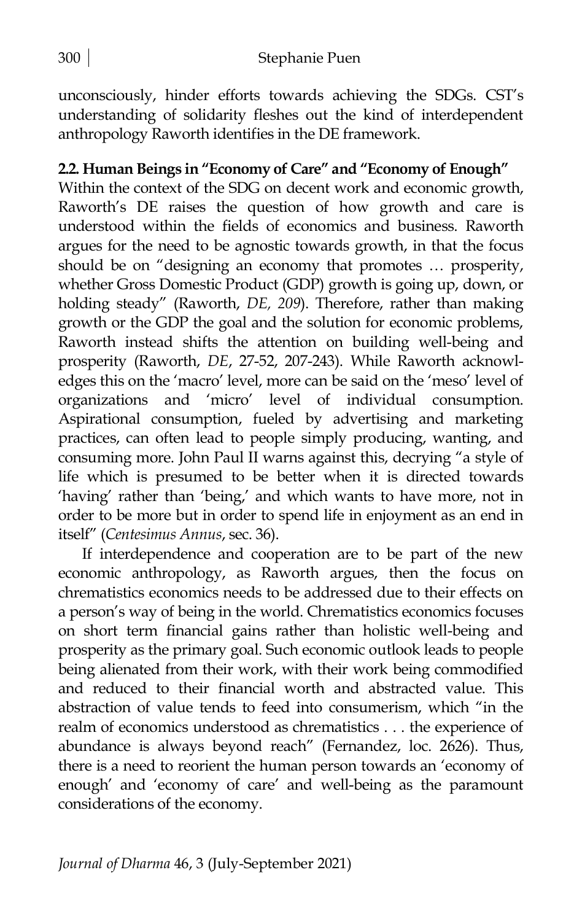unconsciously, hinder efforts towards achieving the SDGs. CST's understanding of solidarity fleshes out the kind of interdependent anthropology Raworth identifies in the DE framework.

**2.2. Human Beings in "Economy of Care" and "Economy of Enough"**

Within the context of the SDG on decent work and economic growth, Raworth's DE raises the question of how growth and care is understood within the fields of economics and business. Raworth argues for the need to be agnostic towards growth, in that the focus should be on "designing an economy that promotes … prosperity, whether Gross Domestic Product (GDP) growth is going up, down, or holding steady" (Raworth, *DE, 209*). Therefore, rather than making growth or the GDP the goal and the solution for economic problems, Raworth instead shifts the attention on building well-being and prosperity (Raworth, *DE*, 27-52, 207-243). While Raworth acknowledges this on the 'macro' level, more can be said on the 'meso' level of organizations and 'micro' level of individual consumption. Aspirational consumption, fueled by advertising and marketing practices, can often lead to people simply producing, wanting, and consuming more. John Paul II warns against this, decrying "a style of life which is presumed to be better when it is directed towards 'having' rather than 'being,' and which wants to have more, not in order to be more but in order to spend life in enjoyment as an end in itself" (*Centesimus Annus*, sec. 36).

If interdependence and cooperation are to be part of the new economic anthropology, as Raworth argues, then the focus on chrematistics economics needs to be addressed due to their effects on a person's way of being in the world. Chrematistics economics focuses on short term financial gains rather than holistic well-being and prosperity as the primary goal. Such economic outlook leads to people being alienated from their work, with their work being commodified and reduced to their financial worth and abstracted value. This abstraction of value tends to feed into consumerism, which "in the realm of economics understood as chrematistics . . . the experience of abundance is always beyond reach" (Fernandez, loc. 2626). Thus, there is a need to reorient the human person towards an 'economy of enough' and 'economy of care' and well-being as the paramount considerations of the economy.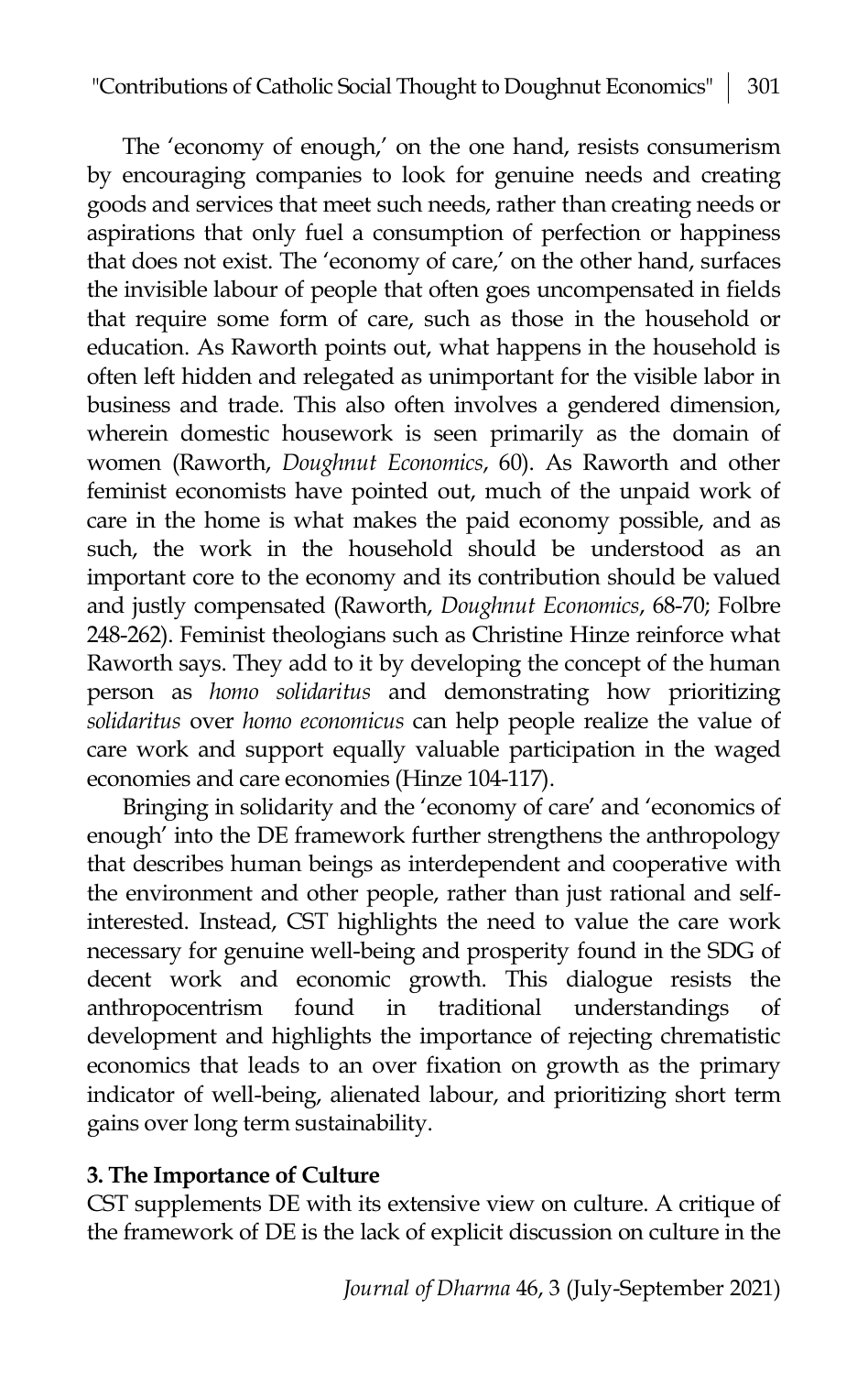The 'economy of enough,' on the one hand, resists consumerism by encouraging companies to look for genuine needs and creating goods and services that meet such needs, rather than creating needs or aspirations that only fuel a consumption of perfection or happiness that does not exist. The 'economy of care,' on the other hand, surfaces the invisible labour of people that often goes uncompensated in fields that require some form of care, such as those in the household or education. As Raworth points out, what happens in the household is often left hidden and relegated as unimportant for the visible labor in business and trade. This also often involves a gendered dimension, wherein domestic housework is seen primarily as the domain of women (Raworth, *Doughnut Economics*, 60). As Raworth and other feminist economists have pointed out, much of the unpaid work of care in the home is what makes the paid economy possible, and as such, the work in the household should be understood as an important core to the economy and its contribution should be valued and justly compensated (Raworth, *Doughnut Economics*, 68-70; Folbre 248-262). Feminist theologians such as Christine Hinze reinforce what Raworth says. They add to it by developing the concept of the human person as *homo solidaritus* and demonstrating how prioritizing *solidaritus* over *homo economicus* can help people realize the value of care work and support equally valuable participation in the waged economies and care economies (Hinze 104-117).

Bringing in solidarity and the 'economy of care' and 'economics of enough' into the DE framework further strengthens the anthropology that describes human beings as interdependent and cooperative with the environment and other people, rather than just rational and self-interested. Instead, CST highlights the need to value the care work necessary for genuine well-being and prosperity found in the SDG of decent work and economic growth. This dialogue resists the anthropocentrism found in traditional understandings of development and highlights the importance of rejecting chrematistic economics that leads to an over fixation on growth as the primary indicator of well-being, alienated labour, and prioritizing short term gains over long term sustainability.

**3. The Importance of Culture**

CST supplements DE with its extensive view on culture. A critique of the framework of DE is the lack of explicit discussion on culture in the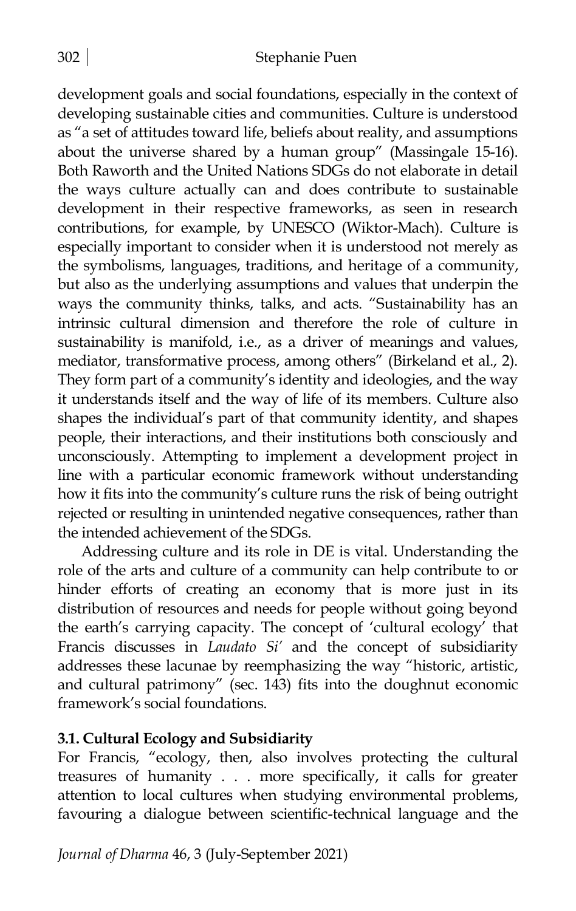development goals and social foundations, especially in the context of developing sustainable cities and communities. Culture is understood as "a set of attitudes toward life, beliefs about reality, and assumptions about the universe shared by a human group" (Massingale 15-16). Both Raworth and the United Nations SDGs do not elaborate in detail the ways culture actually can and does contribute to sustainable development in their respective frameworks, as seen in research contributions, for example, by UNESCO (Wiktor-Mach). Culture is especially important to consider when it is understood not merely as the symbolisms, languages, traditions, and heritage of a community, but also as the underlying assumptions and values that underpin the ways the community thinks, talks, and acts. "Sustainability has an intrinsic cultural dimension and therefore the role of culture in sustainability is manifold, i.e., as a driver of meanings and values, mediator, transformative process, among others" (Birkeland et al., 2). They form part of a community's identity and ideologies, and the way it understands itself and the way of life of its members. Culture also shapes the individual's part of that community identity, and shapes people, their interactions, and their institutions both consciously and unconsciously. Attempting to implement a development project in line with a particular economic framework without understanding how it fits into the community's culture runs the risk of being outright rejected or resulting in unintended negative consequences, rather than the intended achievement of the SDGs.

Addressing culture and its role in DE is vital. Understanding the role of the arts and culture of a community can help contribute to or hinder efforts of creating an economy that is more just in its distribution of resources and needs for people without going beyond the earth's carrying capacity. The concept of 'cultural ecology' that Francis discusses in *Laudato Si'* and the concept of subsidiarity addresses these lacunae by reemphasizing the way "historic, artistic, and cultural patrimony" (sec. 143) fits into the doughnut economic framework's social foundations.

### 3.1. Cultural Ecology and Subsidiarity

For Francis, "ecology, then, also involves protecting the cultural treasures of humanity . . . more specifically, it calls for greater attention to local cultures when studying environmental problems, favouring a dialogue between scientific-technical language and the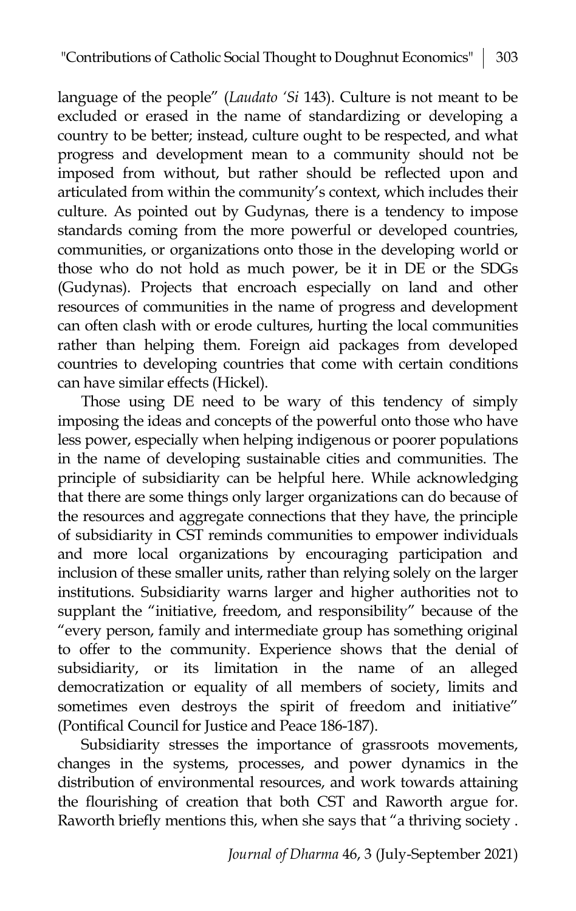language of the people" (*Laudato 'Si* 143). Culture is not meant to be excluded or erased in the name of standardizing or developing a country to be better; instead, culture ought to be respected, and what progress and development mean to a community should not be imposed from without, but rather should be reflected upon and articulated from within the community's context, which includes their culture. As pointed out by Gudynas, there is a tendency to impose standards coming from the more powerful or developed countries, communities, or organizations onto those in the developing world or those who do not hold as much power, be it in DE or the SDGs (Gudynas). Projects that encroach especially on land and other resources of communities in the name of progress and development can often clash with or erode cultures, hurting the local communities rather than helping them. Foreign aid packages from developed countries to developing countries that come with certain conditions can have similar effects (Hickel).

Those using DE need to be wary of this tendency of simply imposing the ideas and concepts of the powerful onto those who have less power, especially when helping indigenous or poorer populations in the name of developing sustainable cities and communities. The principle of subsidiarity can be helpful here. While acknowledging that there are some things only larger organizations can do because of the resources and aggregate connections that they have, the principle of subsidiarity in CST reminds communities to empower individuals and more local organizations by encouraging participation and inclusion of these smaller units, rather than relying solely on the larger institutions. Subsidiarity warns larger and higher authorities not to supplant the "initiative, freedom, and responsibility" because of the "every person, family and intermediate group has something original to offer to the community. Experience shows that the denial of subsidiarity, or its limitation in the name of an alleged democratization or equality of all members of society, limits and sometimes even destroys the spirit of freedom and initiative" (Pontifical Council for Justice and Peace 186-187).

Subsidiarity stresses the importance of grassroots movements, changes in the systems, processes, and power dynamics in the distribution of environmental resources, and work towards attaining the flourishing of creation that both CST and Raworth argue for. Raworth briefly mentions this, when she says that "a thriving society .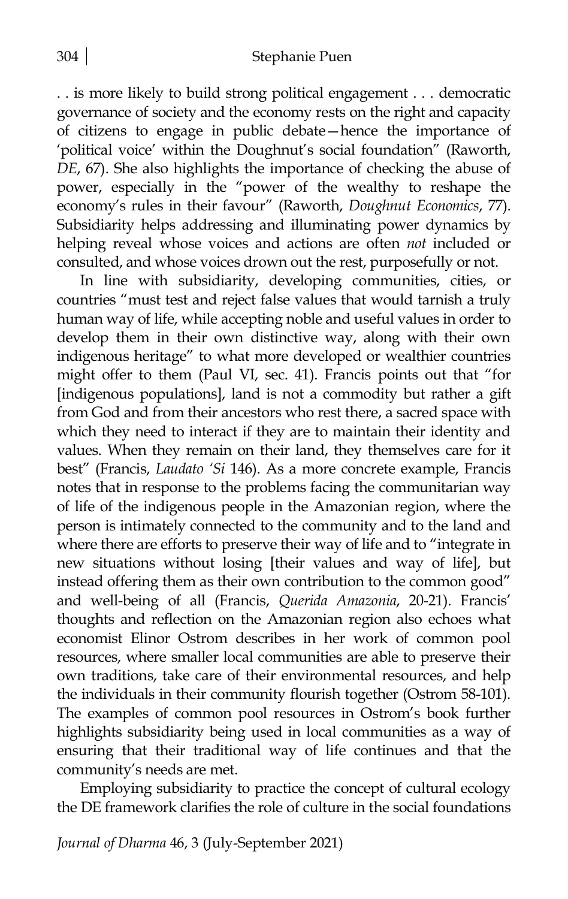. . is more likely to build strong political engagement . . . democratic governance of society and the economy rests on the right and capacity of citizens to engage in public debate—hence the importance of 'political voice' within the Doughnut's social foundation" (Raworth, *DE*, 67). She also highlights the importance of checking the abuse of power, especially in the "power of the wealthy to reshape the economy's rules in their favour" (Raworth, *Doughnut Economics*, 77). Subsidiarity helps addressing and illuminating power dynamics by helping reveal whose voices and actions are often *not* included or consulted, and whose voices drown out the rest, purposefully or not.

In line with subsidiarity, developing communities, cities, or countries "must test and reject false values that would tarnish a truly human way of life, while accepting noble and useful values in order to develop them in their own distinctive way, along with their own indigenous heritage" to what more developed or wealthier countries might offer to them (Paul VI, sec. 41). Francis points out that "for [indigenous populations], land is not a commodity but rather a gift from God and from their ancestors who rest there, a sacred space with which they need to interact if they are to maintain their identity and values. When they remain on their land, they themselves care for it best" (Francis, *Laudato 'Si* 146). As a more concrete example, Francis notes that in response to the problems facing the communitarian way of life of the indigenous people in the Amazonian region, where the person is intimately connected to the community and to the land and where there are efforts to preserve their way of life and to "integrate in new situations without losing [their values and way of life], but instead offering them as their own contribution to the common good" and well-being of all (Francis, *Querida Amazonia*, 20-21). Francis' thoughts and reflection on the Amazonian region also echoes what economist Elinor Ostrom describes in her work of common pool resources, where smaller local communities are able to preserve their own traditions, take care of their environmental resources, and help the individuals in their community flourish together (Ostrom 58-101). The examples of common pool resources in Ostrom's book further highlights subsidiarity being used in local communities as a way of ensuring that their traditional way of life continues and that the community's needs are met.

Employing subsidiarity to practice the concept of cultural ecology the DE framework clarifies the role of culture in the social foundations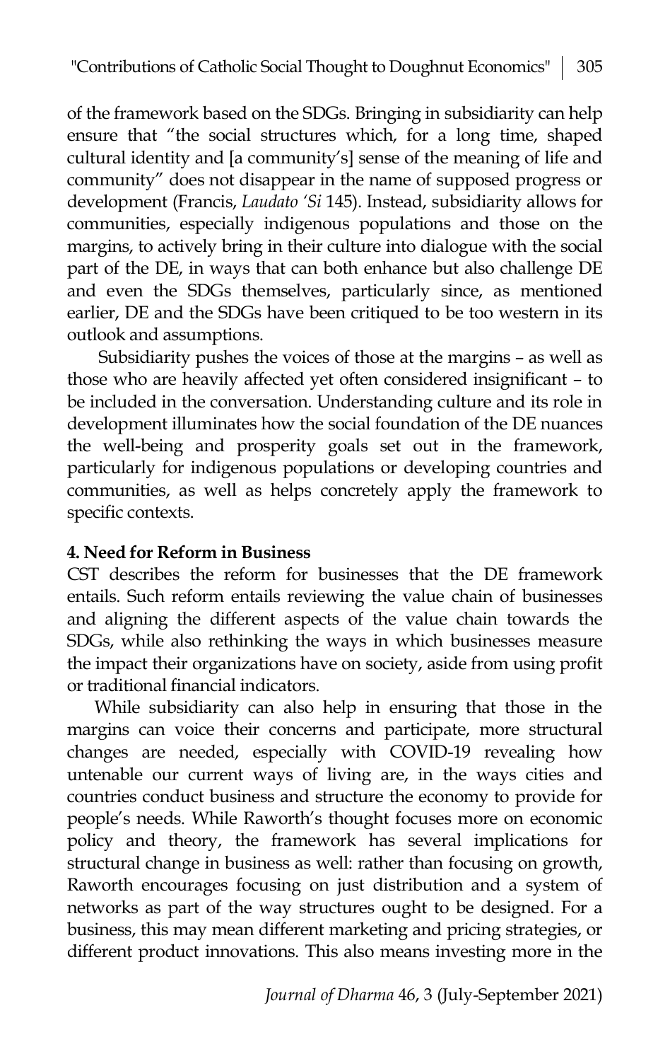of the framework based on the SDGs. Bringing in subsidiarity can help ensure that "the social structures which, for a long time, shaped cultural identity and [a community's] sense of the meaning of life and community" does not disappear in the name of supposed progress or development (Francis, *Laudato 'Si* 145). Instead, subsidiarity allows for communities, especially indigenous populations and those on the margins, to actively bring in their culture into dialogue with the social part of the DE, in ways that can both enhance but also challenge DE and even the SDGs themselves, particularly since, as mentioned earlier, DE and the SDGs have been critiqued to be too western in its outlook and assumptions.

Subsidiarity pushes the voices of those at the margins – as well as those who are heavily affected yet often considered insignificant – to be included in the conversation. Understanding culture and its role in development illuminates how the social foundation of the DE nuances the well-being and prosperity goals set out in the framework, particularly for indigenous populations or developing countries and communities, as well as helps concretely apply the framework to specific contexts.

### 4. Need for Reform in Business

CST describes the reform for businesses that the DE framework entails. Such reform entails reviewing the value chain of businesses and aligning the different aspects of the value chain towards the SDGs, while also rethinking the ways in which businesses measure the impact their organizations have on society, aside from using profit or traditional financial indicators.

While subsidiarity can also help in ensuring that those in the margins can voice their concerns and participate, more structural changes are needed, especially with COVID-19 revealing how untenable our current ways of living are, in the ways cities and countries conduct business and structure the economy to provide for people's needs. While Raworth's thought focuses more on economic policy and theory, the framework has several implications for structural change in business as well: rather than focusing on growth, Raworth encourages focusing on just distribution and a system of networks as part of the way structures ought to be designed. For a business, this may mean different marketing and pricing strategies, or different product innovations. This also means investing more in the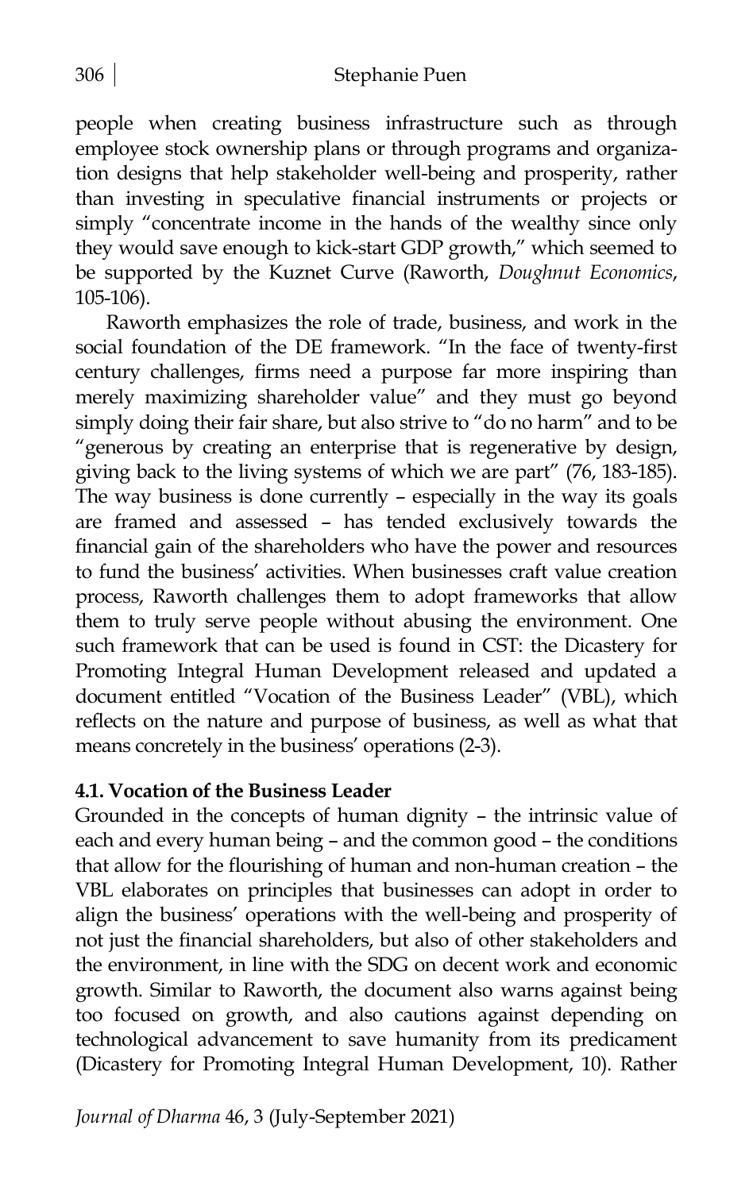people when creating business infrastructure such as through employee stock ownership plans or through programs and organization designs that help stakeholder well-being and prosperity, rather than investing in speculative financial instruments or projects or simply "concentrate income in the hands of the wealthy since only they would save enough to kick-start GDP growth," which seemed to be supported by the Kuznet Curve (Raworth, *Doughnut Economics*, 105-106).

Raworth emphasizes the role of trade, business, and work in the social foundation of the DE framework. "In the face of twenty-first century challenges, firms need a purpose far more inspiring than merely maximizing shareholder value" and they must go beyond simply doing their fair share, but also strive to "do no harm" and to be "generous by creating an enterprise that is regenerative by design, giving back to the living systems of which we are part" (76, 183-185). The way business is done currently – especially in the way its goals are framed and assessed – has tended exclusively towards the financial gain of the shareholders who have the power and resources to fund the business' activities. When businesses craft value creation process, Raworth challenges them to adopt frameworks that allow them to truly serve people without abusing the environment. One such framework that can be used is found in CST: the Dicastery for Promoting Integral Human Development released and updated a document entitled "Vocation of the Business Leader" (VBL), which reflects on the nature and purpose of business, as well as what that means concretely in the business' operations (2-3).

### 4.1. Vocation of the Business Leader

Grounded in the concepts of human dignity – the intrinsic value of each and every human being – and the common good – the conditions that allow for the flourishing of human and non-human creation – the VBL elaborates on principles that businesses can adopt in order to align the business' operations with the well-being and prosperity of not just the financial shareholders, but also of other stakeholders and the environment, in line with the SDG on decent work and economic growth. Similar to Raworth, the document also warns against being too focused on growth, and also cautions against depending on technological advancement to save humanity from its predicament (Dicastery for Promoting Integral Human Development, 10). Rather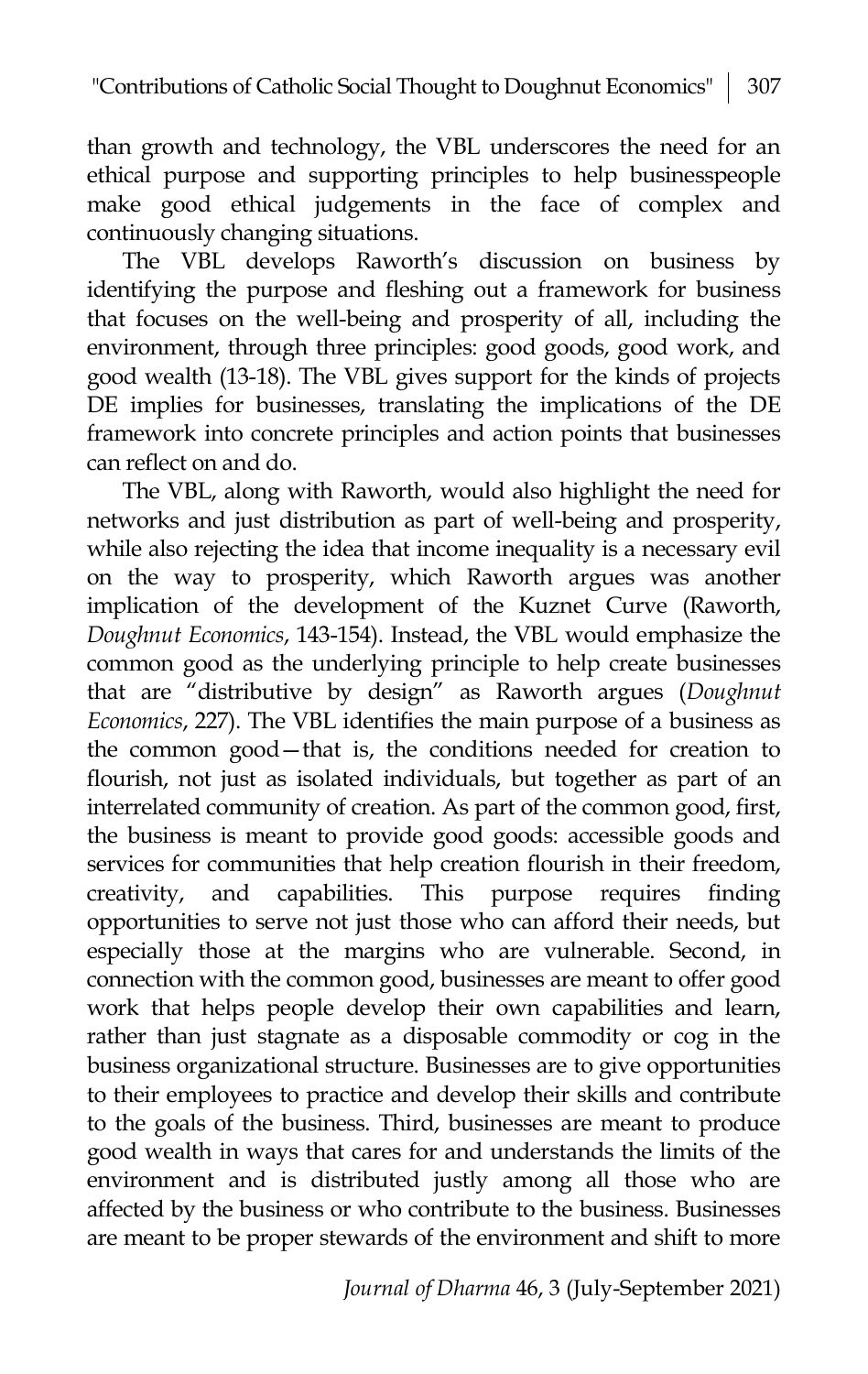than growth and technology, the VBL underscores the need for an ethical purpose and supporting principles to help businesspeople make good ethical judgements in the face of complex and continuously changing situations.

The VBL develops Raworth's discussion on business by identifying the purpose and fleshing out a framework for business that focuses on the well-being and prosperity of all, including the environment, through three principles: good goods, good work, and good wealth (13-18). The VBL gives support for the kinds of projects DE implies for businesses, translating the implications of the DE framework into concrete principles and action points that businesses can reflect on and do.

The VBL, along with Raworth, would also highlight the need for networks and just distribution as part of well-being and prosperity, while also rejecting the idea that income inequality is a necessary evil on the way to prosperity, which Raworth argues was another implication of the development of the Kuznet Curve (Raworth, *Doughnut Economics*, 143-154). Instead, the VBL would emphasize the common good as the underlying principle to help create businesses that are "distributive by design" as Raworth argues (*Doughnut Economics*, 227). The VBL identifies the main purpose of a business as the common good—that is, the conditions needed for creation to flourish, not just as isolated individuals, but together as part of an interrelated community of creation. As part of the common good, first, the business is meant to provide good goods: accessible goods and services for communities that help creation flourish in their freedom, creativity, and capabilities. This purpose requires finding opportunities to serve not just those who can afford their needs, but especially those at the margins who are vulnerable. Second, in connection with the common good, businesses are meant to offer good work that helps people develop their own capabilities and learn, rather than just stagnate as a disposable commodity or cog in the business organizational structure. Businesses are to give opportunities to their employees to practice and develop their skills and contribute to the goals of the business. Third, businesses are meant to produce good wealth in ways that cares for and understands the limits of the environment and is distributed justly among all those who are affected by the business or who contribute to the business. Businesses are meant to be proper stewards of the environment and shift to more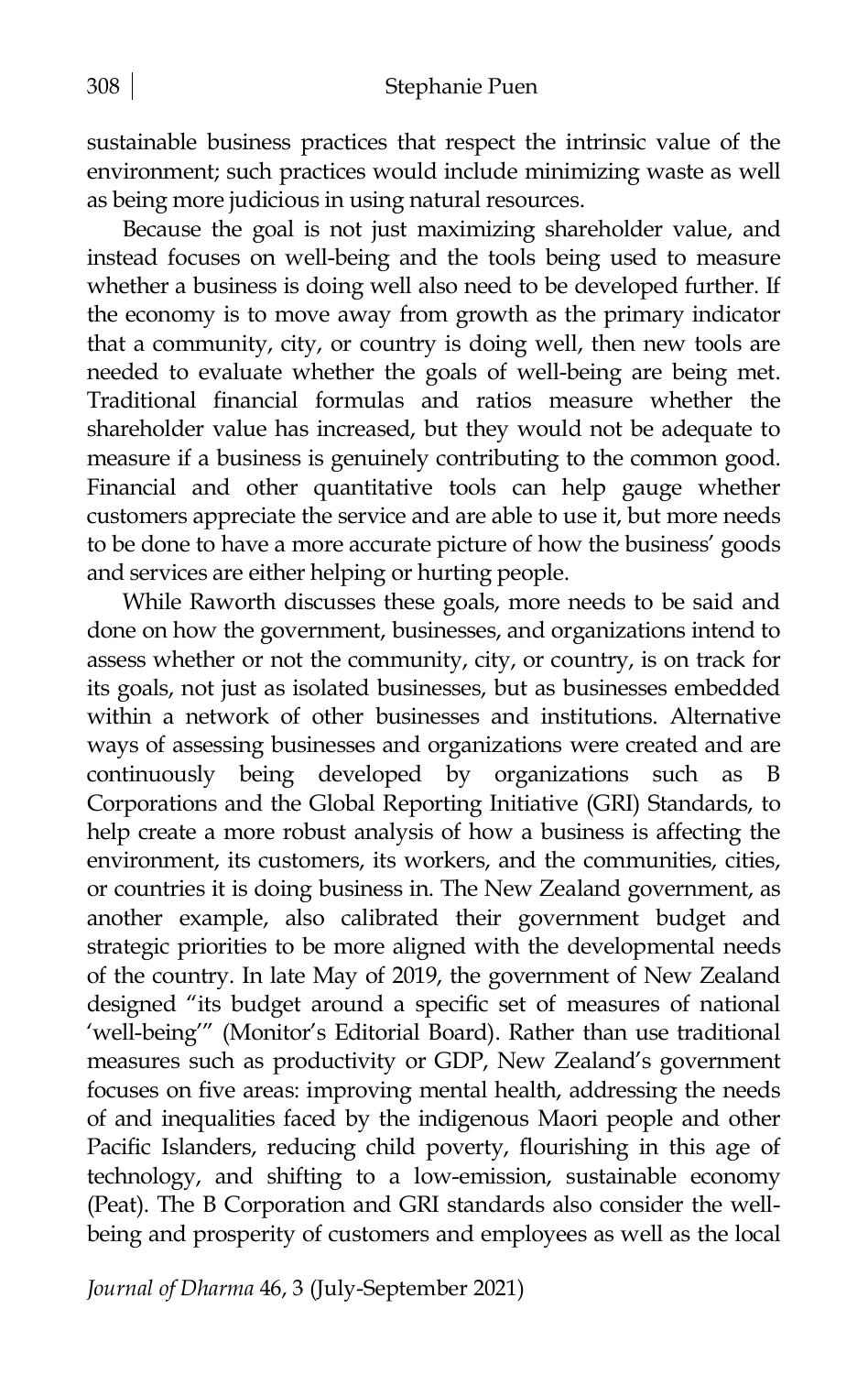sustainable business practices that respect the intrinsic value of the environment; such practices would include minimizing waste as well as being more judicious in using natural resources.

Because the goal is not just maximizing shareholder value, and instead focuses on well-being and the tools being used to measure whether a business is doing well also need to be developed further. If the economy is to move away from growth as the primary indicator that a community, city, or country is doing well, then new tools are needed to evaluate whether the goals of well-being are being met. Traditional financial formulas and ratios measure whether the shareholder value has increased, but they would not be adequate to measure if a business is genuinely contributing to the common good. Financial and other quantitative tools can help gauge whether customers appreciate the service and are able to use it, but more needs to be done to have a more accurate picture of how the business' goods and services are either helping or hurting people.

While Raworth discusses these goals, more needs to be said and done on how the government, businesses, and organizations intend to assess whether or not the community, city, or country, is on track for its goals, not just as isolated businesses, but as businesses embedded within a network of other businesses and institutions. Alternative ways of assessing businesses and organizations were created and are continuously being developed by organizations such as B Corporations and the Global Reporting Initiative (GRI) Standards, to help create a more robust analysis of how a business is affecting the environment, its customers, its workers, and the communities, cities, or countries it is doing business in. The New Zealand government, as another example, also calibrated their government budget and strategic priorities to be more aligned with the developmental needs of the country. In late May of 2019, the government of New Zealand designed "its budget around a specific set of measures of national 'well-being'" (Monitor's Editorial Board). Rather than use traditional measures such as productivity or GDP, New Zealand's government focuses on five areas: improving mental health, addressing the needs of and inequalities faced by the indigenous Maori people and other Pacific Islanders, reducing child poverty, flourishing in this age of technology, and shifting to a low-emission, sustainable economy (Peat). The B Corporation and GRI standards also consider the well-being and prosperity of customers and employees as well as the local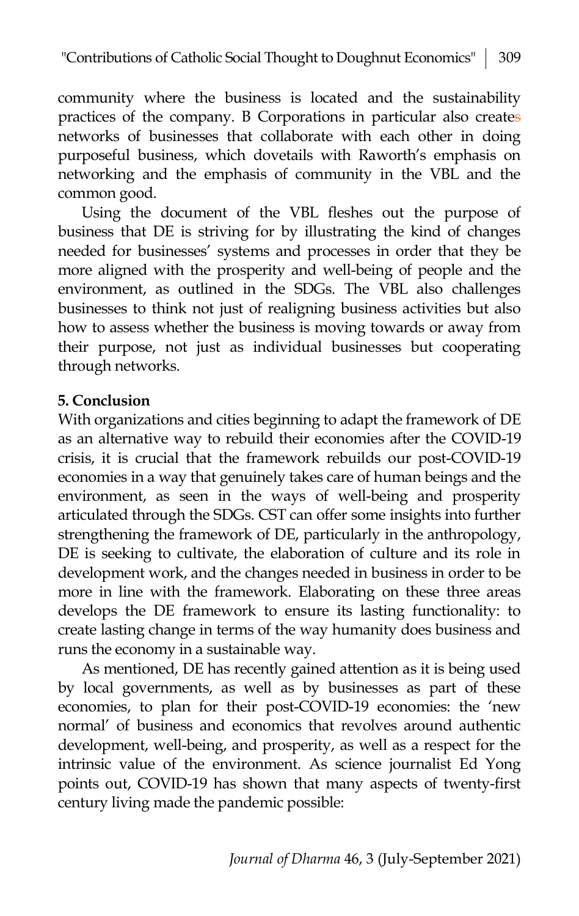community where the business is located and the sustainability practices of the company. B Corporations in particular also creates networks of businesses that collaborate with each other in doing purposeful business, which dovetails with Raworth's emphasis on networking and the emphasis of community in the VBL and the common good.

Using the document of the VBL fleshes out the purpose of business that DE is striving for by illustrating the kind of changes needed for businesses' systems and processes in order that they be more aligned with the prosperity and well-being of people and the environment, as outlined in the SDGs. The VBL also challenges businesses to think not just of realigning business activities but also how to assess whether the business is moving towards or away from their purpose, not just as individual businesses but cooperating through networks.

**5. Conclusion**

With organizations and cities beginning to adapt the framework of DE as an alternative way to rebuild their economies after the COVID-19 crisis, it is crucial that the framework rebuilds our post-COVID-19 economies in a way that genuinely takes care of human beings and the environment, as seen in the ways of well-being and prosperity articulated through the SDGs. CST can offer some insights into further strengthening the framework of DE, particularly in the anthropology, DE is seeking to cultivate, the elaboration of culture and its role in development work, and the changes needed in business in order to be more in line with the framework. Elaborating on these three areas develops the DE framework to ensure its lasting functionality: to create lasting change in terms of the way humanity does business and runs the economy in a sustainable way.

As mentioned, DE has recently gained attention as it is being used by local governments, as well as by businesses as part of these economies, to plan for their post-COVID-19 economies: the 'new normal' of business and economics that revolves around authentic development, well-being, and prosperity, as well as a respect for the intrinsic value of the environment. As science journalist Ed Yong points out, COVID-19 has shown that many aspects of twenty-first century living made the pandemic possible: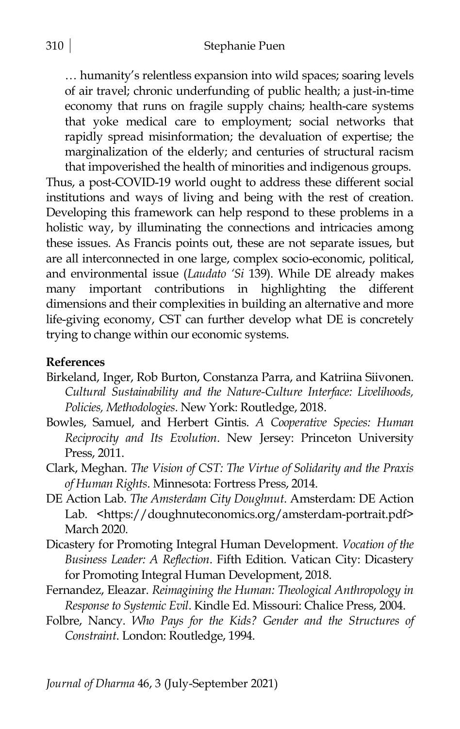> … humanity's relentless expansion into wild spaces; soaring levels of air travel; chronic underfunding of public health; a just-in-time economy that runs on fragile supply chains; health-care systems that yoke medical care to employment; social networks that rapidly spread misinformation; the devaluation of expertise; the marginalization of the elderly; and centuries of structural racism that impoverished the health of minorities and indigenous groups.

Thus, a post-COVID-19 world ought to address these different social institutions and ways of living and being with the rest of creation. Developing this framework can help respond to these problems in a holistic way, by illuminating the connections and intricacies among these issues. As Francis points out, these are not separate issues, but are all interconnected in one large, complex socio-economic, political, and environmental issue (*Laudato 'Si* 139). While DE already makes many important contributions in highlighting the different dimensions and their complexities in building an alternative and more life-giving economy, CST can further develop what DE is concretely trying to change within our economic systems.

**References**

Birkeland, Inger, Rob Burton, Constanza Parra, and Katriina Siivonen. *Cultural Sustainability and the Nature-Culture Interface: Livelihoods, Policies, Methodologies*. New York: Routledge, 2018.

Bowles, Samuel, and Herbert Gintis. *A Cooperative Species: Human Reciprocity and Its Evolution*. New Jersey: Princeton University Press, 2011.

Clark, Meghan. *The Vision of CST: The Virtue of Solidarity and the Praxis of Human Rights*. Minnesota: Fortress Press, 2014.

DE Action Lab. *The Amsterdam City Doughnut*. Amsterdam: DE Action Lab. <https://doughnuteconomics.org/amsterdam-portrait.pdf> March 2020.

Dicastery for Promoting Integral Human Development. *Vocation of the Business Leader: A Reflection*. Fifth Edition. Vatican City: Dicastery for Promoting Integral Human Development, 2018.

Fernandez, Eleazar. *Reimagining the Human: Theological Anthropology in Response to Systemic Evil*. Kindle Ed. Missouri: Chalice Press, 2004.

Folbre, Nancy. *Who Pays for the Kids? Gender and the Structures of Constraint*. London: Routledge, 1994.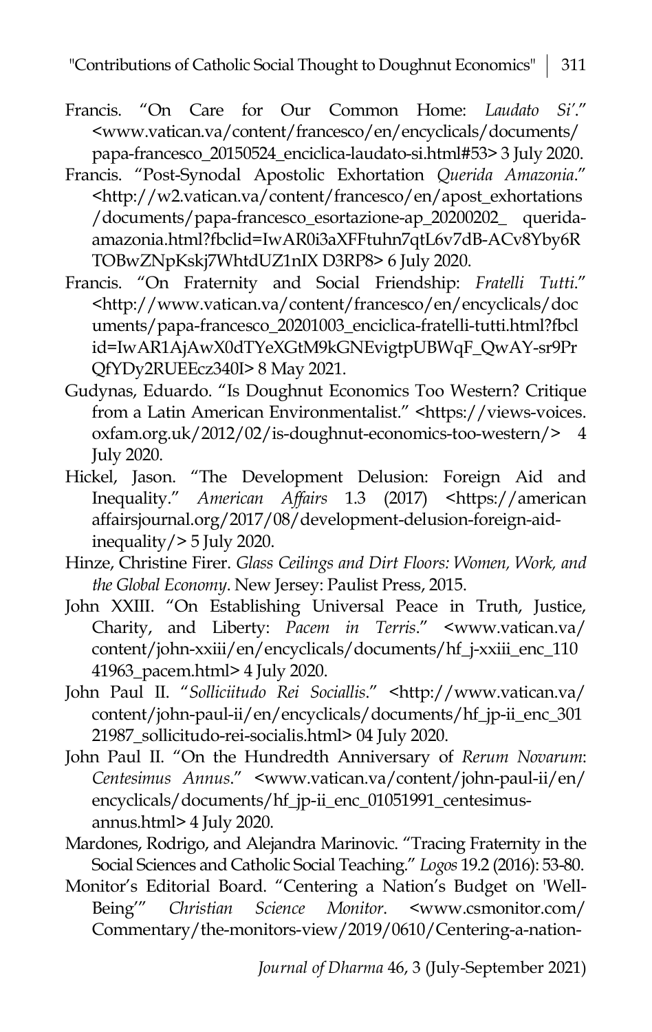Francis. "On Care for Our Common Home: *Laudato Si'*." <www.vatican.va/content/francesco/en/encyclicals/documents/papa-francesco_20150524_enciclica-laudato-si.html#53> 3 July 2020.

Francis. "Post-Synodal Apostolic Exhortation *Querida Amazonia*." <http://w2.vatican.va/content/francesco/en/apost_exhortations/documents/papa-francesco_esortazione-ap_20200202_ querida-amazonia.html?fbclid=IwAR0i3aXFFtuhn7qtL6v7dB-ACv8Yby6RTOBwZNpKskj7WhtdUZ1nIX D3RP8> 6 July 2020.

Francis. "On Fraternity and Social Friendship: *Fratelli Tutti*." <http://www.vatican.va/content/francesco/en/encyclicals/documents/papa-francesco_20201003_enciclica-fratelli-tutti.html?fbclid=IwAR1AjAwX0dTYeXGtM9kGNEvigtpUBWqF_QwAY-sr9PrQfYDy2RUEEcz340I> 8 May 2021.

Gudynas, Eduardo. "Is Doughnut Economics Too Western? Critique from a Latin American Environmentalist." <https://views-voices.oxfam.org.uk/2012/02/is-doughnut-economics-too-western/> 4 July 2020.

Hickel, Jason. "The Development Delusion: Foreign Aid and Inequality." *American Affairs* 1.3 (2017) <https://americanaffairsjournal.org/2017/08/development-delusion-foreign-aid-inequality/> 5 July 2020.

Hinze, Christine Firer. *Glass Ceilings and Dirt Floors: Women, Work, and the Global Economy*. New Jersey: Paulist Press, 2015.

John XXIII. "On Establishing Universal Peace in Truth, Justice, Charity, and Liberty: *Pacem in Terris*." <www.vatican.va/content/john-xxiii/en/encyclicals/documents/hf_j-xxiii_enc_11041963_pacem.html> 4 July 2020.

John Paul II. "*Solliciitudo Rei Sociallis*." <http://www.vatican.va/content/john-paul-ii/en/encyclicals/documents/hf_jp-ii_enc_30121987_sollicitudo-rei-socialis.html> 04 July 2020.

John Paul II. "On the Hundredth Anniversary of *Rerum Novarum*: *Centesimus Annus*." <www.vatican.va/content/john-paul-ii/en/encyclicals/documents/hf_jp-ii_enc_01051991_centesimus-annus.html> 4 July 2020.

Mardones, Rodrigo, and Alejandra Marinovic. "Tracing Fraternity in the Social Sciences and Catholic Social Teaching." *Logos* 19.2 (2016): 53-80.

Monitor's Editorial Board. "Centering a Nation's Budget on 'Well-Being'" *Christian Science Monitor*. <www.csmonitor.com/Commentary/the-monitors-view/2019/0610/Centering-a-nation-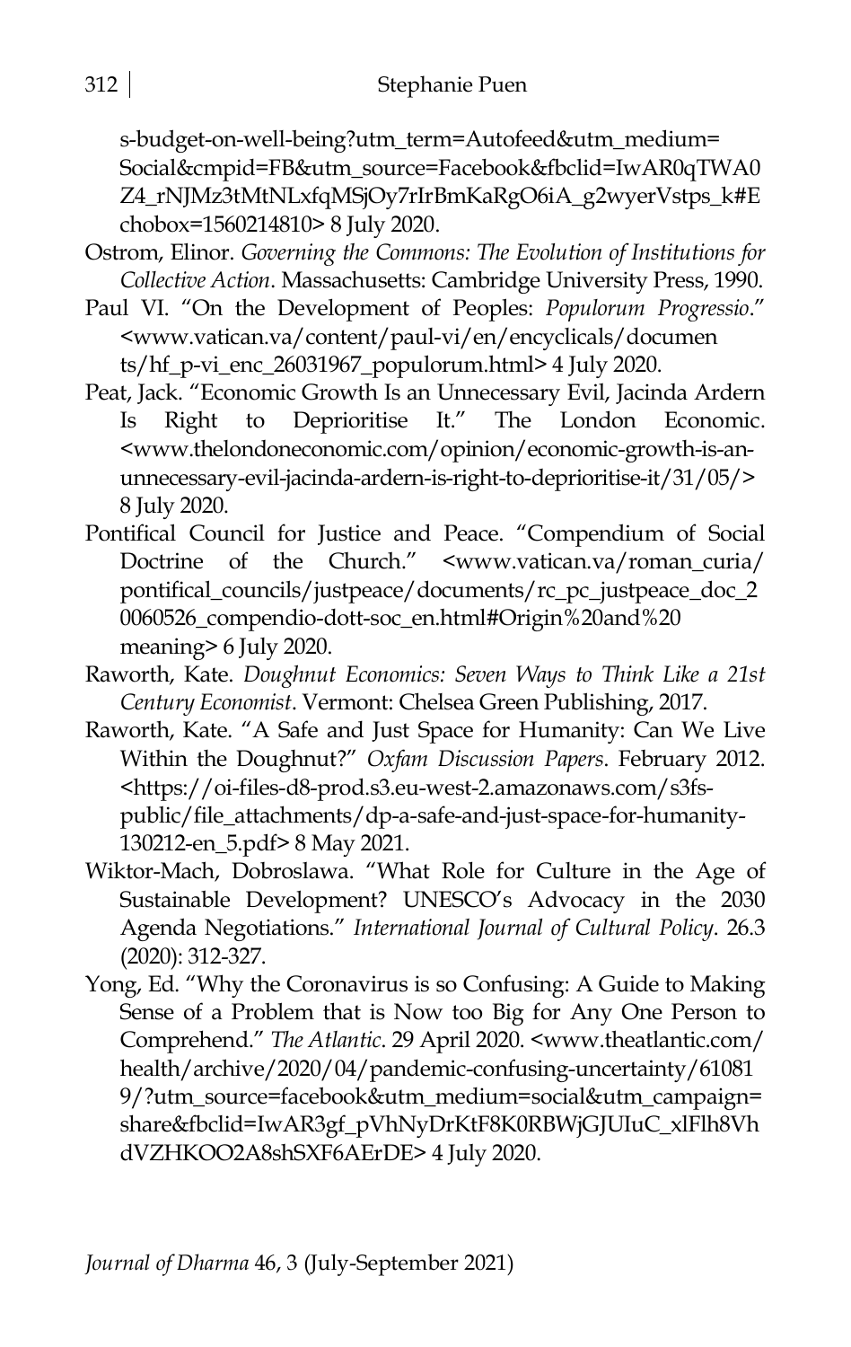s-budget-on-well-being?utm_term=Autofeed&utm_medium=Social&cmpid=FB&utm_source=Facebook&fbclid=IwAR0qTWA0Z4_rNJMz3tMtNLxfqMSjOy7rIrBmKaRgO6iA_g2wyerVstps_k#Echobox=1560214810> 8 July 2020.

Ostrom, Elinor. *Governing the Commons: The Evolution of Institutions for Collective Action*. Massachusetts: Cambridge University Press, 1990.

Paul VI. "On the Development of Peoples: *Populorum Progressio*." <www.vatican.va/content/paul-vi/en/encyclicals/documents/hf_p-vi_enc_26031967_populorum.html> 4 July 2020.

Peat, Jack. "Economic Growth Is an Unnecessary Evil, Jacinda Ardern Is Right to Deprioritise It." The London Economic. <www.thelondoneconomic.com/opinion/economic-growth-is-an-unnecessary-evil-jacinda-ardern-is-right-to-deprioritise-it/31/05/> 8 July 2020.

Pontifical Council for Justice and Peace. "Compendium of Social Doctrine of the Church." <www.vatican.va/roman_curia/pontifical_councils/justpeace/documents/rc_pc_justpeace_doc_20060526_compendio-dott-soc_en.html#Origin%20and%20meaning> 6 July 2020.

Raworth, Kate. *Doughnut Economics: Seven Ways to Think Like a 21st Century Economist*. Vermont: Chelsea Green Publishing, 2017.

Raworth, Kate. "A Safe and Just Space for Humanity: Can We Live Within the Doughnut?" *Oxfam Discussion Papers*. February 2012. <https://oi-files-d8-prod.s3.eu-west-2.amazonaws.com/s3fs-public/file_attachments/dp-a-safe-and-just-space-for-humanity-130212-en_5.pdf> 8 May 2021.

Wiktor-Mach, Dobroslawa. "What Role for Culture in the Age of Sustainable Development? UNESCO's Advocacy in the 2030 Agenda Negotiations." *International Journal of Cultural Policy*. 26.3 (2020): 312-327.

Yong, Ed. "Why the Coronavirus is so Confusing: A Guide to Making Sense of a Problem that is Now too Big for Any One Person to Comprehend." *The Atlantic*. 29 April 2020. <www.theatlantic.com/health/archive/2020/04/pandemic-confusing-uncertainty/610819/?utm_source=facebook&utm_medium=social&utm_campaign=share&fbclid=IwAR3gf_pVhNyDrKtF8K0RBWjGJUIuC_xlFlh8VhdVZHKOO2A8shSXF6AErDE> 4 July 2020.